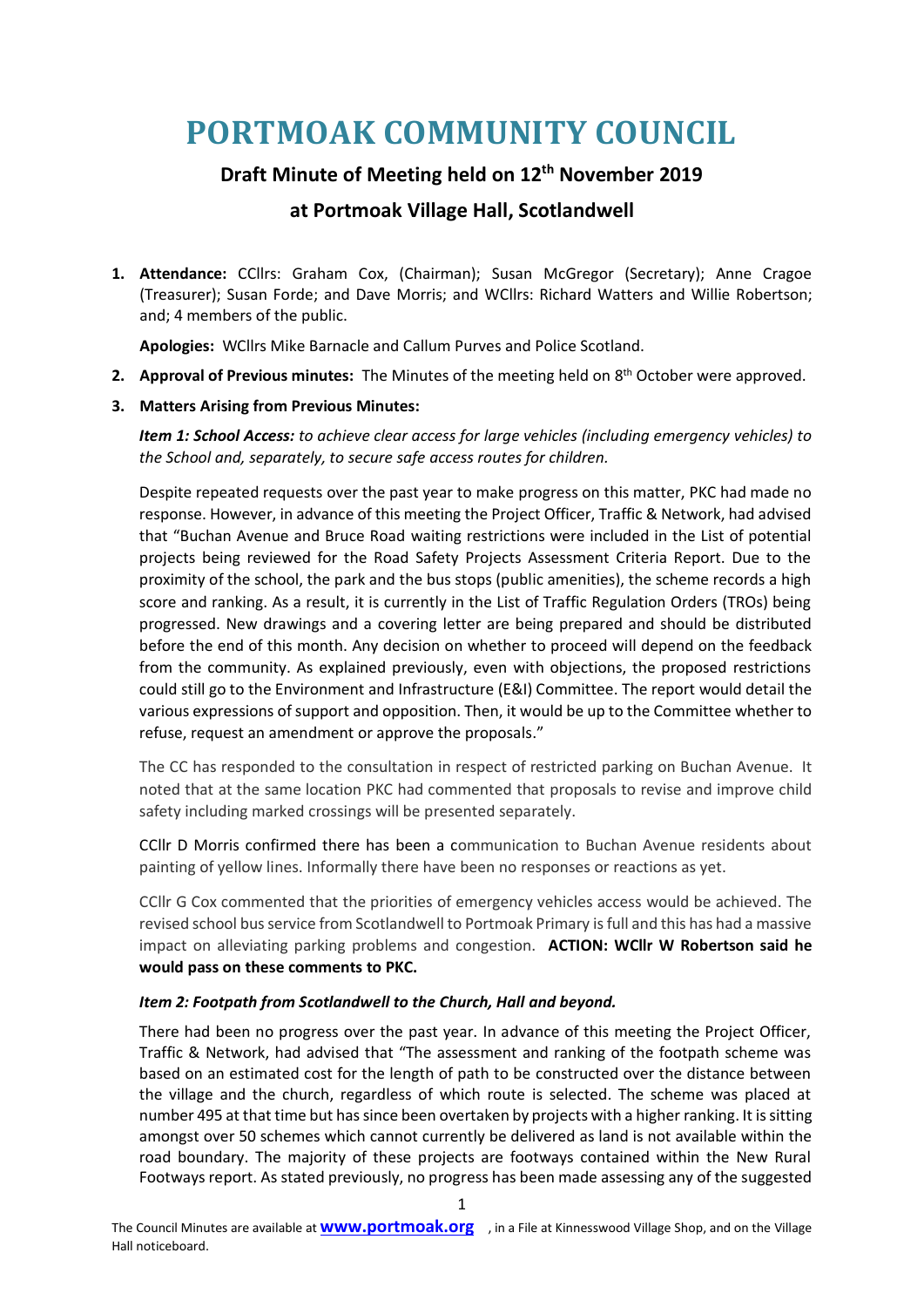# PORTMOAK COMMUNITY COUNCIL

## Draft Minute of Meeting held on 12th November 2019

## at Portmoak Village Hall, Scotlandwell

1. **Attendance:** CCllrs: Graham Cox, (Chairman); Susan McGregor (Secretary); Anne Cragoe (Treasurer); Susan Forde; and Dave Morris; and WCllrs: Richard Watters and Willie Robertson; and; 4 members of the public.

   **Apologies:** WCllrs Mike Barnacle and Callum Purves and Police Scotland.

2. **Approval of Previous minutes:** The Minutes of the meeting held on 8th October were approved.

3. **Matters Arising from Previous Minutes:**

   ***Item 1: School Access:*** *to achieve clear access for large vehicles (including emergency vehicles) to the School and, separately, to secure safe access routes for children.*

   Despite repeated requests over the past year to make progress on this matter, PKC had made no response. However, in advance of this meeting the Project Officer, Traffic & Network, had advised that "Buchan Avenue and Bruce Road waiting restrictions were included in the List of potential projects being reviewed for the Road Safety Projects Assessment Criteria Report. Due to the proximity of the school, the park and the bus stops (public amenities), the scheme records a high score and ranking. As a result, it is currently in the List of Traffic Regulation Orders (TROs) being progressed. New drawings and a covering letter are being prepared and should be distributed before the end of this month. Any decision on whether to proceed will depend on the feedback from the community. As explained previously, even with objections, the proposed restrictions could still go to the Environment and Infrastructure (E&I) Committee. The report would detail the various expressions of support and opposition. Then, it would be up to the Committee whether to refuse, request an amendment or approve the proposals."

   The CC has responded to the consultation in respect of restricted parking on Buchan Avenue. It noted that at the same location PKC had commented that proposals to revise and improve child safety including marked crossings will be presented separately.

   CCllr D Morris confirmed there has been a communication to Buchan Avenue residents about painting of yellow lines. Informally there have been no responses or reactions as yet.

   CCllr G Cox commented that the priorities of emergency vehicles access would be achieved. The revised school bus service from Scotlandwell to Portmoak Primary is full and this has had a massive impact on alleviating parking problems and congestion. **ACTION: WCllr W Robertson said he would pass on these comments to PKC.**

   ***Item 2: Footpath from Scotlandwell to the Church, Hall and beyond.***

   There had been no progress over the past year. In advance of this meeting the Project Officer, Traffic & Network, had advised that "The assessment and ranking of the footpath scheme was based on an estimated cost for the length of path to be constructed over the distance between the village and the church, regardless of which route is selected. The scheme was placed at number 495 at that time but has since been overtaken by projects with a higher ranking. It is sitting amongst over 50 schemes which cannot currently be delivered as land is not available within the road boundary. The majority of these projects are footways contained within the New Rural Footways report. As stated previously, no progress has been made assessing any of the suggested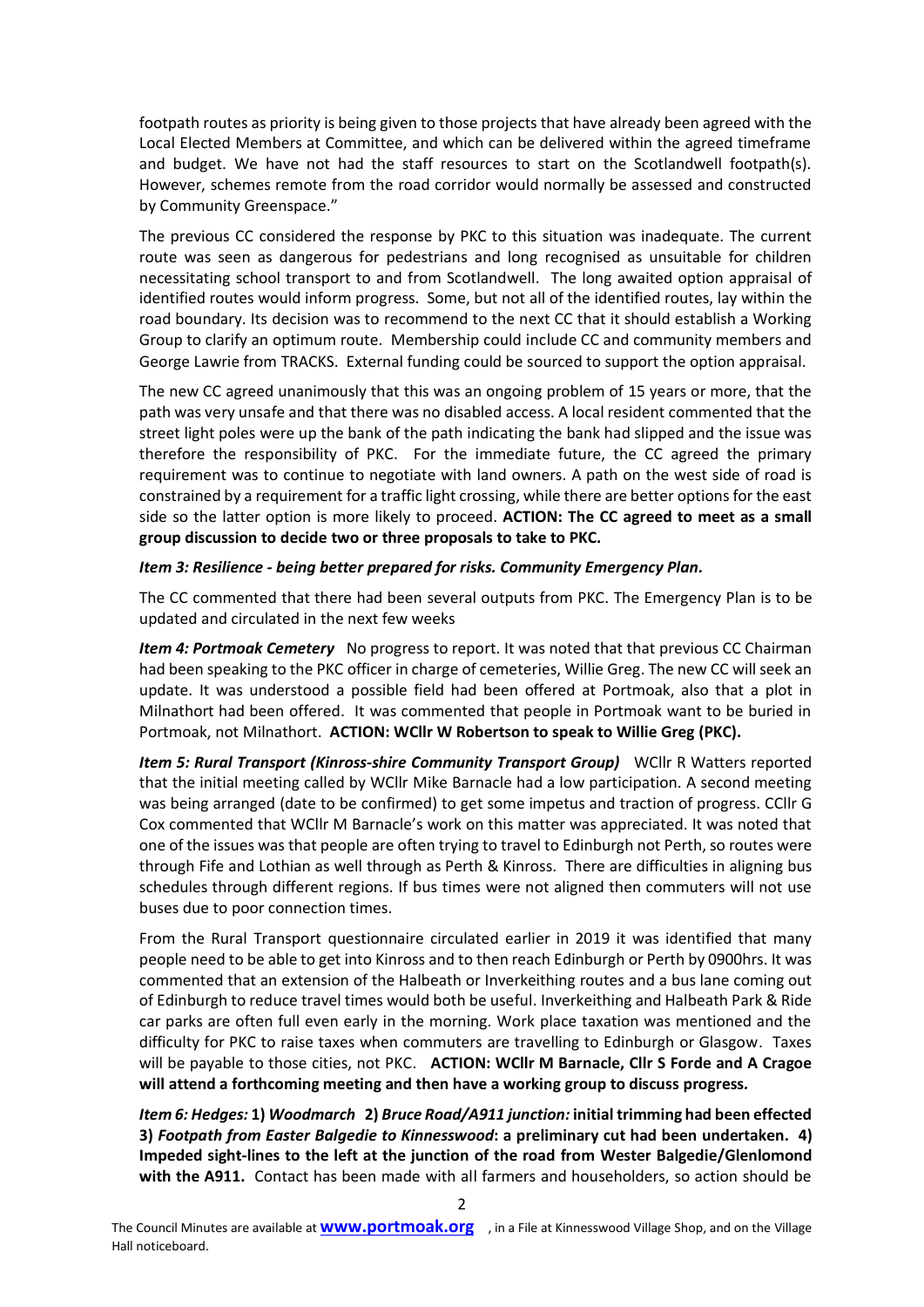footpath routes as priority is being given to those projects that have already been agreed with the Local Elected Members at Committee, and which can be delivered within the agreed timeframe and budget. We have not had the staff resources to start on the Scotlandwell footpath(s). However, schemes remote from the road corridor would normally be assessed and constructed by Community Greenspace."

The previous CC considered the response by PKC to this situation was inadequate. The current route was seen as dangerous for pedestrians and long recognised as unsuitable for children necessitating school transport to and from Scotlandwell. The long awaited option appraisal of identified routes would inform progress. Some, but not all of the identified routes, lay within the road boundary. Its decision was to recommend to the next CC that it should establish a Working Group to clarify an optimum route. Membership could include CC and community members and George Lawrie from TRACKS. External funding could be sourced to support the option appraisal.

The new CC agreed unanimously that this was an ongoing problem of 15 years or more, that the path was very unsafe and that there was no disabled access. A local resident commented that the street light poles were up the bank of the path indicating the bank had slipped and the issue was therefore the responsibility of PKC. For the immediate future, the CC agreed the primary requirement was to continue to negotiate with land owners. A path on the west side of road is constrained by a requirement for a traffic light crossing, while there are better options for the east side so the latter option is more likely to proceed. **ACTION: The CC agreed to meet as a small group discussion to decide two or three proposals to take to PKC.**

***Item 3: Resilience - being better prepared for risks. Community Emergency Plan.***

The CC commented that there had been several outputs from PKC. The Emergency Plan is to be updated and circulated in the next few weeks

***Item 4: Portmoak Cemetery*** No progress to report. It was noted that that previous CC Chairman had been speaking to the PKC officer in charge of cemeteries, Willie Greg. The new CC will seek an update. It was understood a possible field had been offered at Portmoak, also that a plot in Milnathort had been offered. It was commented that people in Portmoak want to be buried in Portmoak, not Milnathort. **ACTION: WCllr W Robertson to speak to Willie Greg (PKC).**

***Item 5: Rural Transport (Kinross-shire Community Transport Group)*** WCllr R Watters reported that the initial meeting called by WCllr Mike Barnacle had a low participation. A second meeting was being arranged (date to be confirmed) to get some impetus and traction of progress. CCllr G Cox commented that WCllr M Barnacle's work on this matter was appreciated. It was noted that one of the issues was that people are often trying to travel to Edinburgh not Perth, so routes were through Fife and Lothian as well through as Perth & Kinross. There are difficulties in aligning bus schedules through different regions. If bus times were not aligned then commuters will not use buses due to poor connection times.

From the Rural Transport questionnaire circulated earlier in 2019 it was identified that many people need to be able to get into Kinross and to then reach Edinburgh or Perth by 0900hrs. It was commented that an extension of the Halbeath or Inverkeithing routes and a bus lane coming out of Edinburgh to reduce travel times would both be useful. Inverkeithing and Halbeath Park & Ride car parks are often full even early in the morning. Work place taxation was mentioned and the difficulty for PKC to raise taxes when commuters are travelling to Edinburgh or Glasgow. Taxes will be payable to those cities, not PKC. **ACTION: WCllr M Barnacle, Cllr S Forde and A Cragoe will attend a forthcoming meeting and then have a working group to discuss progress.**

***Item 6: Hedges:*** **1)** ***Woodmarch*** **2)** ***Bruce Road/A911 junction:*** **initial trimming had been effected 3)** ***Footpath from Easter Balgedie to Kinnesswood*****: a preliminary cut had been undertaken. 4) Impeded sight-lines to the left at the junction of the road from Wester Balgedie/Glenlomond with the A911.** Contact has been made with all farmers and householders, so action should be

The Council Minutes are available at **www.portmoak.org** , in a File at Kinnesswood Village Shop, and on the Village Hall noticeboard.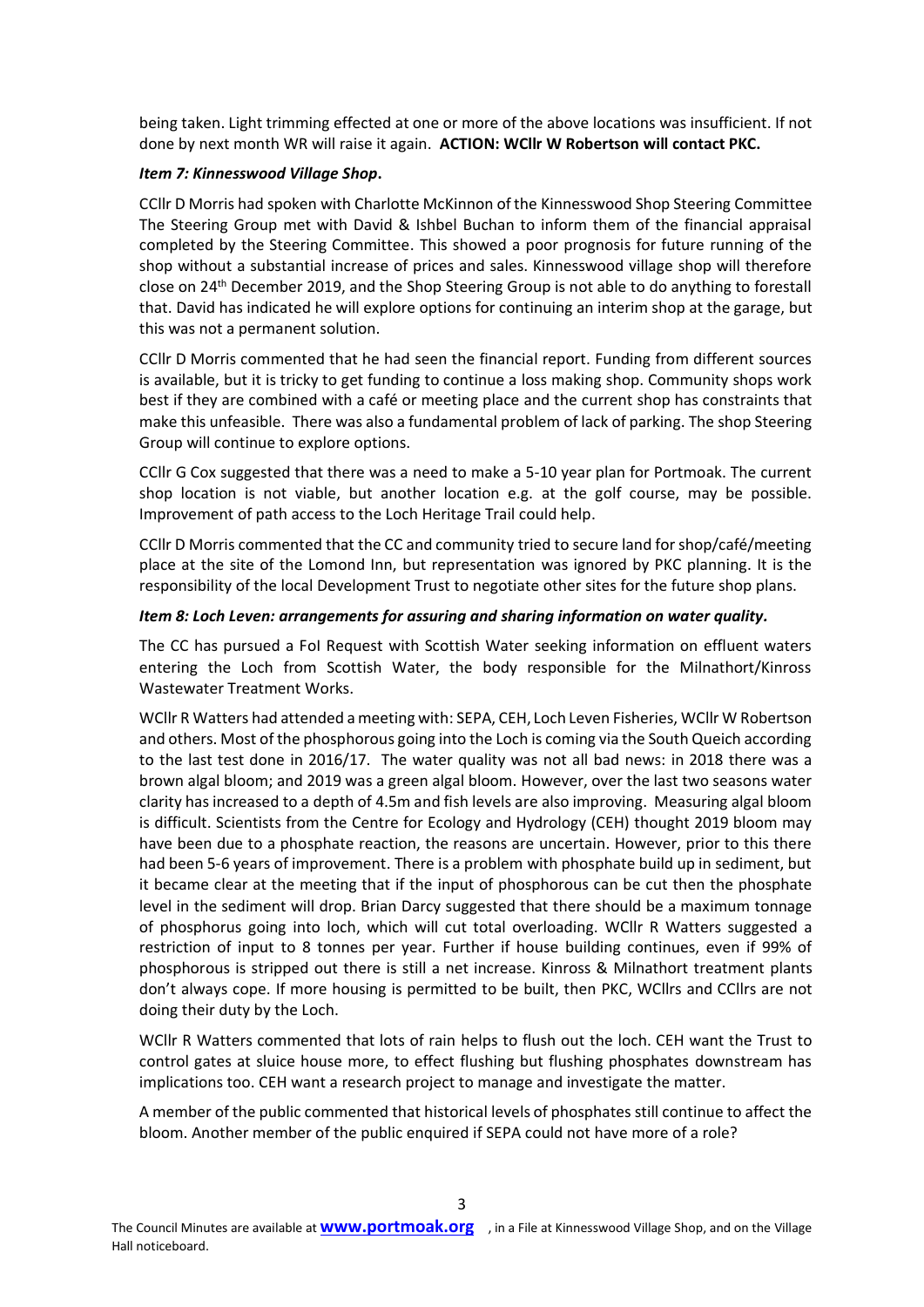being taken. Light trimming effected at one or more of the above locations was insufficient. If not done by next month WR will raise it again. **ACTION: WCllr W Robertson will contact PKC.**

***Item 7: Kinnesswood Village Shop*.**

CCllr D Morris had spoken with Charlotte McKinnon of the Kinnesswood Shop Steering Committee The Steering Group met with David & Ishbel Buchan to inform them of the financial appraisal completed by the Steering Committee. This showed a poor prognosis for future running of the shop without a substantial increase of prices and sales. Kinnesswood village shop will therefore close on 24th December 2019, and the Shop Steering Group is not able to do anything to forestall that. David has indicated he will explore options for continuing an interim shop at the garage, but this was not a permanent solution.

CCllr D Morris commented that he had seen the financial report. Funding from different sources is available, but it is tricky to get funding to continue a loss making shop. Community shops work best if they are combined with a café or meeting place and the current shop has constraints that make this unfeasible. There was also a fundamental problem of lack of parking. The shop Steering Group will continue to explore options.

CCllr G Cox suggested that there was a need to make a 5-10 year plan for Portmoak. The current shop location is not viable, but another location e.g. at the golf course, may be possible. Improvement of path access to the Loch Heritage Trail could help.

CCllr D Morris commented that the CC and community tried to secure land for shop/café/meeting place at the site of the Lomond Inn, but representation was ignored by PKC planning. It is the responsibility of the local Development Trust to negotiate other sites for the future shop plans.

***Item 8: Loch Leven: arrangements for assuring and sharing information on water quality.***

The CC has pursued a FoI Request with Scottish Water seeking information on effluent waters entering the Loch from Scottish Water, the body responsible for the Milnathort/Kinross Wastewater Treatment Works.

WCllr R Watters had attended a meeting with: SEPA, CEH, Loch Leven Fisheries, WCllr W Robertson and others. Most of the phosphorous going into the Loch is coming via the South Queich according to the last test done in 2016/17. The water quality was not all bad news: in 2018 there was a brown algal bloom; and 2019 was a green algal bloom. However, over the last two seasons water clarity has increased to a depth of 4.5m and fish levels are also improving. Measuring algal bloom is difficult. Scientists from the Centre for Ecology and Hydrology (CEH) thought 2019 bloom may have been due to a phosphate reaction, the reasons are uncertain. However, prior to this there had been 5-6 years of improvement. There is a problem with phosphate build up in sediment, but it became clear at the meeting that if the input of phosphorous can be cut then the phosphate level in the sediment will drop. Brian Darcy suggested that there should be a maximum tonnage of phosphorus going into loch, which will cut total overloading. WCllr R Watters suggested a restriction of input to 8 tonnes per year. Further if house building continues, even if 99% of phosphorous is stripped out there is still a net increase. Kinross & Milnathort treatment plants don't always cope. If more housing is permitted to be built, then PKC, WCllrs and CCllrs are not doing their duty by the Loch.

WCllr R Watters commented that lots of rain helps to flush out the loch. CEH want the Trust to control gates at sluice house more, to effect flushing but flushing phosphates downstream has implications too. CEH want a research project to manage and investigate the matter.

A member of the public commented that historical levels of phosphates still continue to affect the bloom. Another member of the public enquired if SEPA could not have more of a role?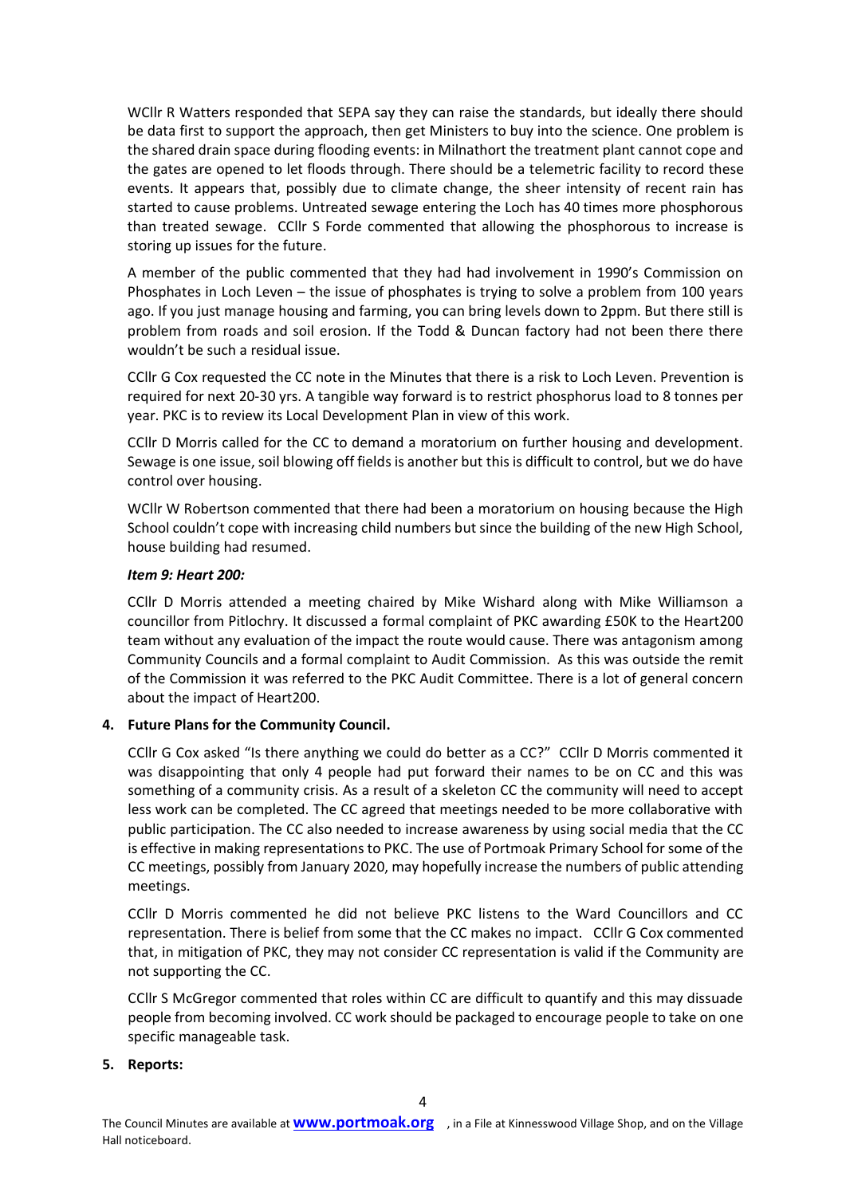WCllr R Watters responded that SEPA say they can raise the standards, but ideally there should be data first to support the approach, then get Ministers to buy into the science. One problem is the shared drain space during flooding events: in Milnathort the treatment plant cannot cope and the gates are opened to let floods through. There should be a telemetric facility to record these events. It appears that, possibly due to climate change, the sheer intensity of recent rain has started to cause problems. Untreated sewage entering the Loch has 40 times more phosphorous than treated sewage. CCllr S Forde commented that allowing the phosphorous to increase is storing up issues for the future.

A member of the public commented that they had had involvement in 1990's Commission on Phosphates in Loch Leven – the issue of phosphates is trying to solve a problem from 100 years ago. If you just manage housing and farming, you can bring levels down to 2ppm. But there still is problem from roads and soil erosion. If the Todd & Duncan factory had not been there there wouldn't be such a residual issue.

CCllr G Cox requested the CC note in the Minutes that there is a risk to Loch Leven. Prevention is required for next 20-30 yrs. A tangible way forward is to restrict phosphorus load to 8 tonnes per year. PKC is to review its Local Development Plan in view of this work.

CCllr D Morris called for the CC to demand a moratorium on further housing and development. Sewage is one issue, soil blowing off fields is another but this is difficult to control, but we do have control over housing.

WCllr W Robertson commented that there had been a moratorium on housing because the High School couldn't cope with increasing child numbers but since the building of the new High School, house building had resumed.

***Item 9: Heart 200:***

CCllr D Morris attended a meeting chaired by Mike Wishard along with Mike Williamson a councillor from Pitlochry. It discussed a formal complaint of PKC awarding £50K to the Heart200 team without any evaluation of the impact the route would cause. There was antagonism among Community Councils and a formal complaint to Audit Commission. As this was outside the remit of the Commission it was referred to the PKC Audit Committee. There is a lot of general concern about the impact of Heart200.

**4. Future Plans for the Community Council.**

CCllr G Cox asked "Is there anything we could do better as a CC?" CCllr D Morris commented it was disappointing that only 4 people had put forward their names to be on CC and this was something of a community crisis. As a result of a skeleton CC the community will need to accept less work can be completed. The CC agreed that meetings needed to be more collaborative with public participation. The CC also needed to increase awareness by using social media that the CC is effective in making representations to PKC. The use of Portmoak Primary School for some of the CC meetings, possibly from January 2020, may hopefully increase the numbers of public attending meetings.

CCllr D Morris commented he did not believe PKC listens to the Ward Councillors and CC representation. There is belief from some that the CC makes no impact. CCllr G Cox commented that, in mitigation of PKC, they may not consider CC representation is valid if the Community are not supporting the CC.

CCllr S McGregor commented that roles within CC are difficult to quantify and this may dissuade people from becoming involved. CC work should be packaged to encourage people to take on one specific manageable task.

**5. Reports:**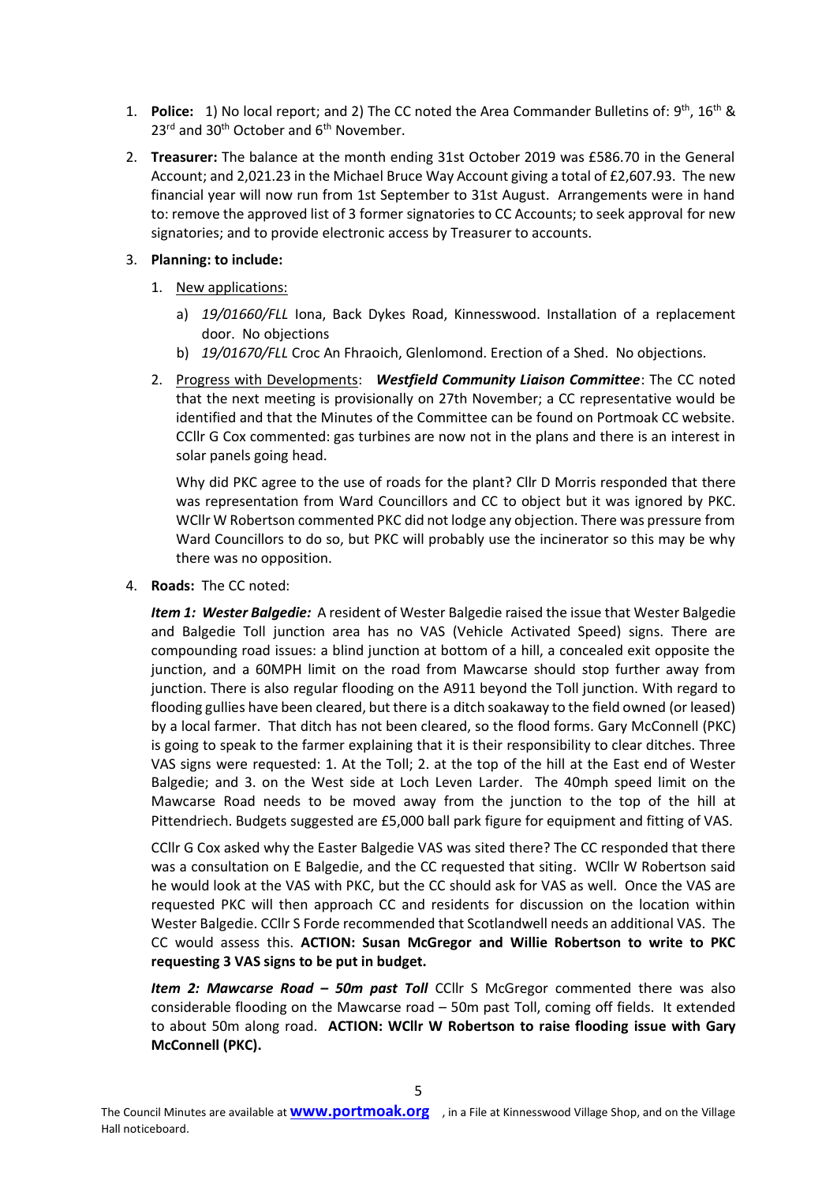1. **Police:** 1) No local report; and 2) The CC noted the Area Commander Bulletins of: 9th, 16th & 23rd and 30th October and 6th November.

2. **Treasurer:** The balance at the month ending 31st October 2019 was £586.70 in the General Account; and 2,021.23 in the Michael Bruce Way Account giving a total of £2,607.93. The new financial year will now run from 1st September to 31st August. Arrangements were in hand to: remove the approved list of 3 former signatories to CC Accounts; to seek approval for new signatories; and to provide electronic access by Treasurer to accounts.

3. **Planning: to include:**

   1. New applications:
      a) *19/01660/FLL* Iona, Back Dykes Road, Kinnesswood. Installation of a replacement door. No objections
      b) *19/01670/FLL* Croc An Fhraoich, Glenlomond. Erection of a Shed. No objections.

   2. Progress with Developments: ***Westfield Community Liaison Committee***: The CC noted that the next meeting is provisionally on 27th November; a CC representative would be identified and that the Minutes of the Committee can be found on Portmoak CC website. CCllr G Cox commented: gas turbines are now not in the plans and there is an interest in solar panels going head.

      Why did PKC agree to the use of roads for the plant? Cllr D Morris responded that there was representation from Ward Councillors and CC to object but it was ignored by PKC. WCllr W Robertson commented PKC did not lodge any objection. There was pressure from Ward Councillors to do so, but PKC will probably use the incinerator so this may be why there was no opposition.

4. **Roads:** The CC noted:

   ***Item 1: Wester Balgedie:*** A resident of Wester Balgedie raised the issue that Wester Balgedie and Balgedie Toll junction area has no VAS (Vehicle Activated Speed) signs. There are compounding road issues: a blind junction at bottom of a hill, a concealed exit opposite the junction, and a 60MPH limit on the road from Mawcarse should stop further away from junction. There is also regular flooding on the A911 beyond the Toll junction. With regard to flooding gullies have been cleared, but there is a ditch soakaway to the field owned (or leased) by a local farmer. That ditch has not been cleared, so the flood forms. Gary McConnell (PKC) is going to speak to the farmer explaining that it is their responsibility to clear ditches. Three VAS signs were requested: 1. At the Toll; 2. at the top of the hill at the East end of Wester Balgedie; and 3. on the West side at Loch Leven Larder. The 40mph speed limit on the Mawcarse Road needs to be moved away from the junction to the top of the hill at Pittendriech. Budgets suggested are £5,000 ball park figure for equipment and fitting of VAS.

   CCllr G Cox asked why the Easter Balgedie VAS was sited there? The CC responded that there was a consultation on E Balgedie, and the CC requested that siting. WCllr W Robertson said he would look at the VAS with PKC, but the CC should ask for VAS as well. Once the VAS are requested PKC will then approach CC and residents for discussion on the location within Wester Balgedie. CCllr S Forde recommended that Scotlandwell needs an additional VAS. The CC would assess this. **ACTION: Susan McGregor and Willie Robertson to write to PKC requesting 3 VAS signs to be put in budget.**

   ***Item 2: Mawcarse Road – 50m past Toll*** CCllr S McGregor commented there was also considerable flooding on the Mawcarse road – 50m past Toll, coming off fields. It extended to about 50m along road. **ACTION: WCllr W Robertson to raise flooding issue with Gary McConnell (PKC).**

The Council Minutes are available at **www.portmoak.org**, in a File at Kinnesswood Village Shop, and on the Village Hall noticeboard.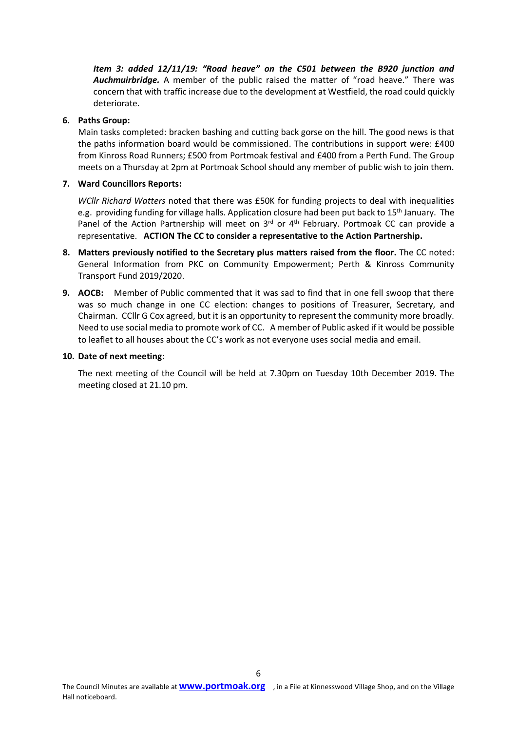***Item 3: added 12/11/19: "Road heave" on the C501 between the B920 junction and Auchmuirbridge.*** A member of the public raised the matter of "road heave." There was concern that with traffic increase due to the development at Westfield, the road could quickly deteriorate.

**6. Paths Group:**

Main tasks completed: bracken bashing and cutting back gorse on the hill. The good news is that the paths information board would be commissioned. The contributions in support were: £400 from Kinross Road Runners; £500 from Portmoak festival and £400 from a Perth Fund. The Group meets on a Thursday at 2pm at Portmoak School should any member of public wish to join them.

**7. Ward Councillors Reports:**

*WCllr Richard Watters* noted that there was £50K for funding projects to deal with inequalities e.g. providing funding for village halls. Application closure had been put back to 15th January. The Panel of the Action Partnership will meet on 3rd or 4th February. Portmoak CC can provide a representative. **ACTION The CC to consider a representative to the Action Partnership.**

**8. Matters previously notified to the Secretary plus matters raised from the floor.** The CC noted: General Information from PKC on Community Empowerment; Perth & Kinross Community Transport Fund 2019/2020.

**9. AOCB:** Member of Public commented that it was sad to find that in one fell swoop that there was so much change in one CC election: changes to positions of Treasurer, Secretary, and Chairman. CCllr G Cox agreed, but it is an opportunity to represent the community more broadly. Need to use social media to promote work of CC. A member of Public asked if it would be possible to leaflet to all houses about the CC's work as not everyone uses social media and email.

**10. Date of next meeting:**

The next meeting of the Council will be held at 7.30pm on Tuesday 10th December 2019. The meeting closed at 21.10 pm.

The Council Minutes are available at **www.portmoak.org** , in a File at Kinnesswood Village Shop, and on the Village Hall noticeboard.